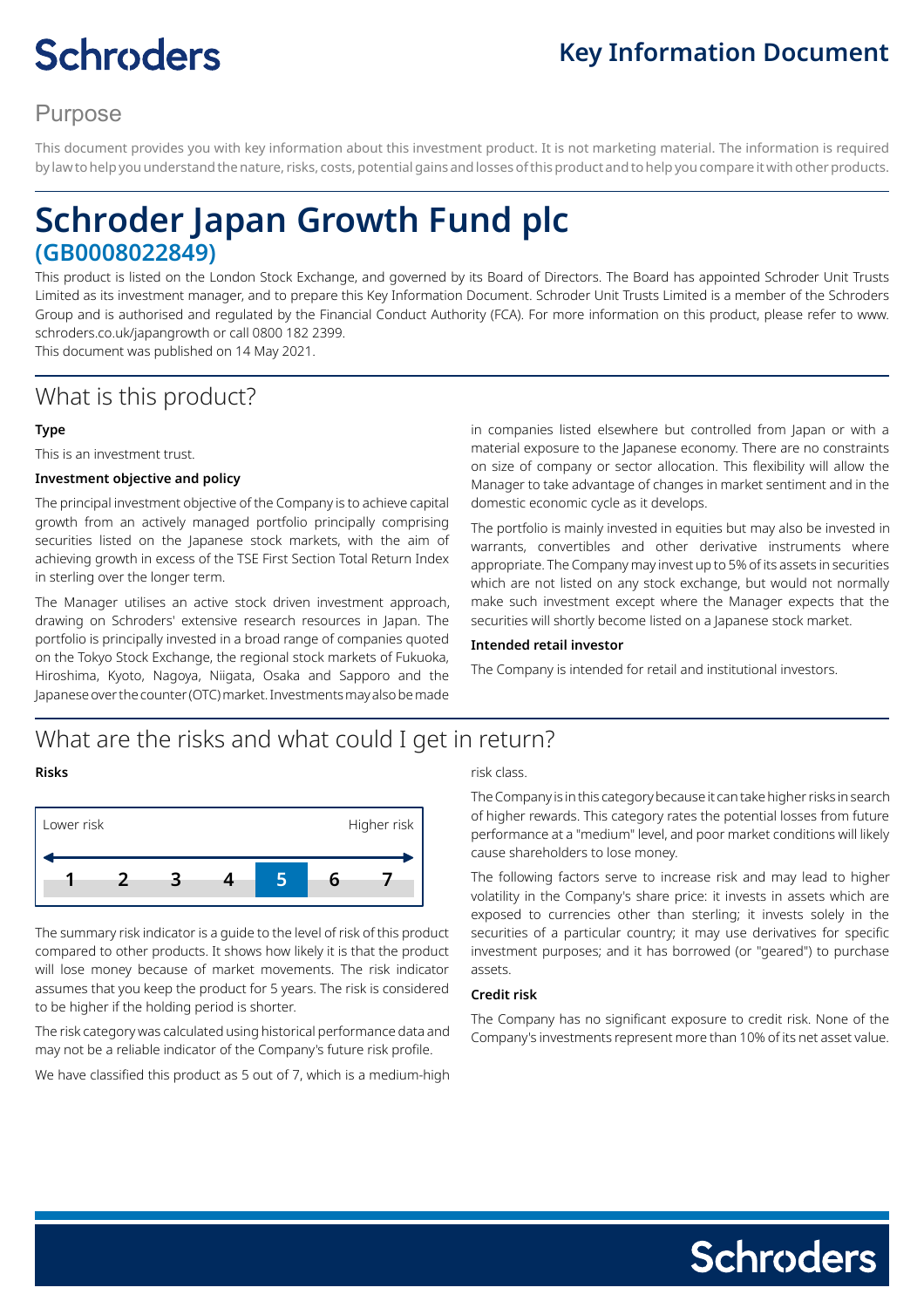Schroders

# Key Information Document

## Purpose

This document provides you with key information about this investment product. It is not marketing material. The information is required by law to help you understand the nature, risks, costs, potential gains and losses of this product and to help you compare it with other products.

# Schroder Japan Growth Fund plc
## (GB0008022849)

This product is listed on the London Stock Exchange, and governed by its Board of Directors. The Board has appointed Schroder Unit Trusts Limited as its investment manager, and to prepare this Key Information Document. Schroder Unit Trusts Limited is a member of the Schroders Group and is authorised and regulated by the Financial Conduct Authority (FCA). For more information on this product, please refer to www.schroders.co.uk/japangrowth or call 0800 182 2399.
This document was published on 14 May 2021.

## What is this product?

**Type**

This is an investment trust.

**Investment objective and policy**

The principal investment objective of the Company is to achieve capital growth from an actively managed portfolio principally comprising securities listed on the Japanese stock markets, with the aim of achieving growth in excess of the TSE First Section Total Return Index in sterling over the longer term.

The Manager utilises an active stock driven investment approach, drawing on Schroders' extensive research resources in Japan. The portfolio is principally invested in a broad range of companies quoted on the Tokyo Stock Exchange, the regional stock markets of Fukuoka, Hiroshima, Kyoto, Nagoya, Niigata, Osaka and Sapporo and the Japanese over the counter (OTC) market. Investments may also be made in companies listed elsewhere but controlled from Japan or with a material exposure to the Japanese economy. There are no constraints on size of company or sector allocation. This flexibility will allow the Manager to take advantage of changes in market sentiment and in the domestic economic cycle as it develops.

The portfolio is mainly invested in equities but may also be invested in warrants, convertibles and other derivative instruments where appropriate. The Company may invest up to 5% of its assets in securities which are not listed on any stock exchange, but would not normally make such investment except where the Manager expects that the securities will shortly become listed on a Japanese stock market.

**Intended retail investor**

The Company is intended for retail and institutional investors.

## What are the risks and what could I get in return?

**Risks**

Lower risk — Higher risk

| 1 | 2 | 3 | 4 | **5** | 6 | 7 |
|---|---|---|---|---|---|---|

The summary risk indicator is a guide to the level of risk of this product compared to other products. It shows how likely it is that the product will lose money because of market movements. The risk indicator assumes that you keep the product for 5 years. The risk is considered to be higher if the holding period is shorter.

The risk category was calculated using historical performance data and may not be a reliable indicator of the Company's future risk profile.

We have classified this product as 5 out of 7, which is a medium-high risk class.

The Company is in this category because it can take higher risks in search of higher rewards. This category rates the potential losses from future performance at a "medium" level, and poor market conditions will likely cause shareholders to lose money.

The following factors serve to increase risk and may lead to higher volatility in the Company's share price: it invests in assets which are exposed to currencies other than sterling; it invests solely in the securities of a particular country; it may use derivatives for specific investment purposes; and it has borrowed (or "geared") to purchase assets.

**Credit risk**

The Company has no significant exposure to credit risk. None of the Company's investments represent more than 10% of its net asset value.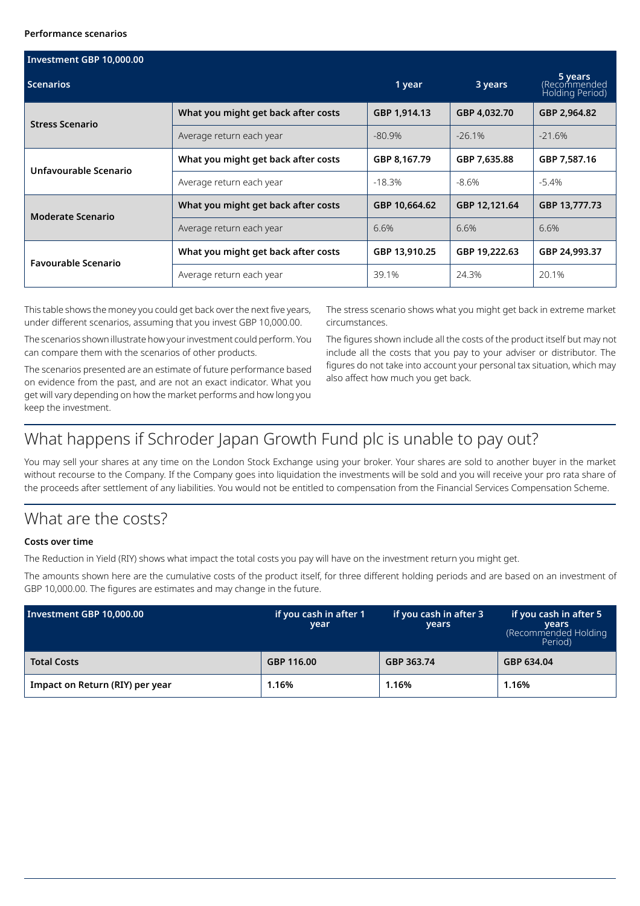#### Performance scenarios

| Investment GBP 10,000.00 | | | | |
|---|---|---|---|---|
| **Scenarios** | | **1 year** | **3 years** | **5 years** (Recommended Holding Period) |
| **Stress Scenario** | **What you might get back after costs** | **GBP 1,914.13** | **GBP 4,032.70** | **GBP 2,964.82** |
| | Average return each year | -80.9% | -26.1% | -21.6% |
| **Unfavourable Scenario** | **What you might get back after costs** | **GBP 8,167.79** | **GBP 7,635.88** | **GBP 7,587.16** |
| | Average return each year | -18.3% | -8.6% | -5.4% |
| **Moderate Scenario** | **What you might get back after costs** | **GBP 10,664.62** | **GBP 12,121.64** | **GBP 13,777.73** |
| | Average return each year | 6.6% | 6.6% | 6.6% |
| **Favourable Scenario** | **What you might get back after costs** | **GBP 13,910.25** | **GBP 19,222.63** | **GBP 24,993.37** |
| | Average return each year | 39.1% | 24.3% | 20.1% |

This table shows the money you could get back over the next five years, under different scenarios, assuming that you invest GBP 10,000.00.

The scenarios shown illustrate how your investment could perform. You can compare them with the scenarios of other products.

The scenarios presented are an estimate of future performance based on evidence from the past, and are not an exact indicator. What you get will vary depending on how the market performs and how long you keep the investment.

The stress scenario shows what you might get back in extreme market circumstances.

The figures shown include all the costs of the product itself but may not include all the costs that you pay to your adviser or distributor. The figures do not take into account your personal tax situation, which may also affect how much you get back.

# What happens if Schroder Japan Growth Fund plc is unable to pay out?

You may sell your shares at any time on the London Stock Exchange using your broker. Your shares are sold to another buyer in the market without recourse to the Company. If the Company goes into liquidation the investments will be sold and you will receive your pro rata share of the proceeds after settlement of any liabilities. You would not be entitled to compensation from the Financial Services Compensation Scheme.

# What are the costs?

#### Costs over time

The Reduction in Yield (RIY) shows what impact the total costs you pay will have on the investment return you might get.

The amounts shown here are the cumulative costs of the product itself, for three different holding periods and are based on an investment of GBP 10,000.00. The figures are estimates and may change in the future.

| Investment GBP 10,000.00 | if you cash in after 1 year | if you cash in after 3 years | if you cash in after 5 years (Recommended Holding Period) |
|---|---|---|---|
| **Total Costs** | **GBP 116.00** | **GBP 363.74** | **GBP 634.04** |
| **Impact on Return (RIY) per year** | **1.16%** | **1.16%** | **1.16%** |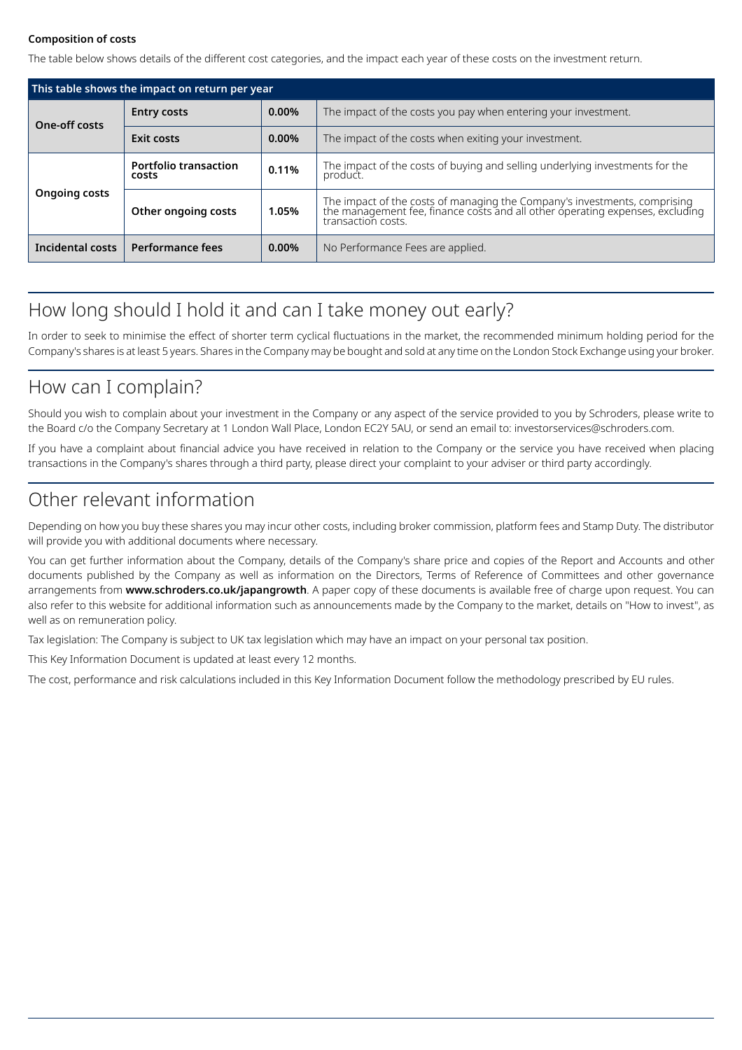**Composition of costs**

The table below shows details of the different cost categories, and the impact each year of these costs on the investment return.

| This table shows the impact on return per year | | | |
|---|---|---|---|
| **One-off costs** | **Entry costs** | **0.00%** | The impact of the costs you pay when entering your investment. |
| | **Exit costs** | **0.00%** | The impact of the costs when exiting your investment. |
| **Ongoing costs** | **Portfolio transaction costs** | **0.11%** | The impact of the costs of buying and selling underlying investments for the product. |
| | **Other ongoing costs** | **1.05%** | The impact of the costs of managing the Company's investments, comprising the management fee, finance costs and all other operating expenses, excluding transaction costs. |
| **Incidental costs** | **Performance fees** | **0.00%** | No Performance Fees are applied. |

## How long should I hold it and can I take money out early?

In order to seek to minimise the effect of shorter term cyclical fluctuations in the market, the recommended minimum holding period for the Company's shares is at least 5 years. Shares in the Company may be bought and sold at any time on the London Stock Exchange using your broker.

## How can I complain?

Should you wish to complain about your investment in the Company or any aspect of the service provided to you by Schroders, please write to the Board c/o the Company Secretary at 1 London Wall Place, London EC2Y 5AU, or send an email to: investorservices@schroders.com.

If you have a complaint about financial advice you have received in relation to the Company or the service you have received when placing transactions in the Company's shares through a third party, please direct your complaint to your adviser or third party accordingly.

## Other relevant information

Depending on how you buy these shares you may incur other costs, including broker commission, platform fees and Stamp Duty. The distributor will provide you with additional documents where necessary.

You can get further information about the Company, details of the Company's share price and copies of the Report and Accounts and other documents published by the Company as well as information on the Directors, Terms of Reference of Committees and other governance arrangements from **www.schroders.co.uk/japangrowth**. A paper copy of these documents is available free of charge upon request. You can also refer to this website for additional information such as announcements made by the Company to the market, details on "How to invest", as well as on remuneration policy.

Tax legislation: The Company is subject to UK tax legislation which may have an impact on your personal tax position.

This Key Information Document is updated at least every 12 months.

The cost, performance and risk calculations included in this Key Information Document follow the methodology prescribed by EU rules.